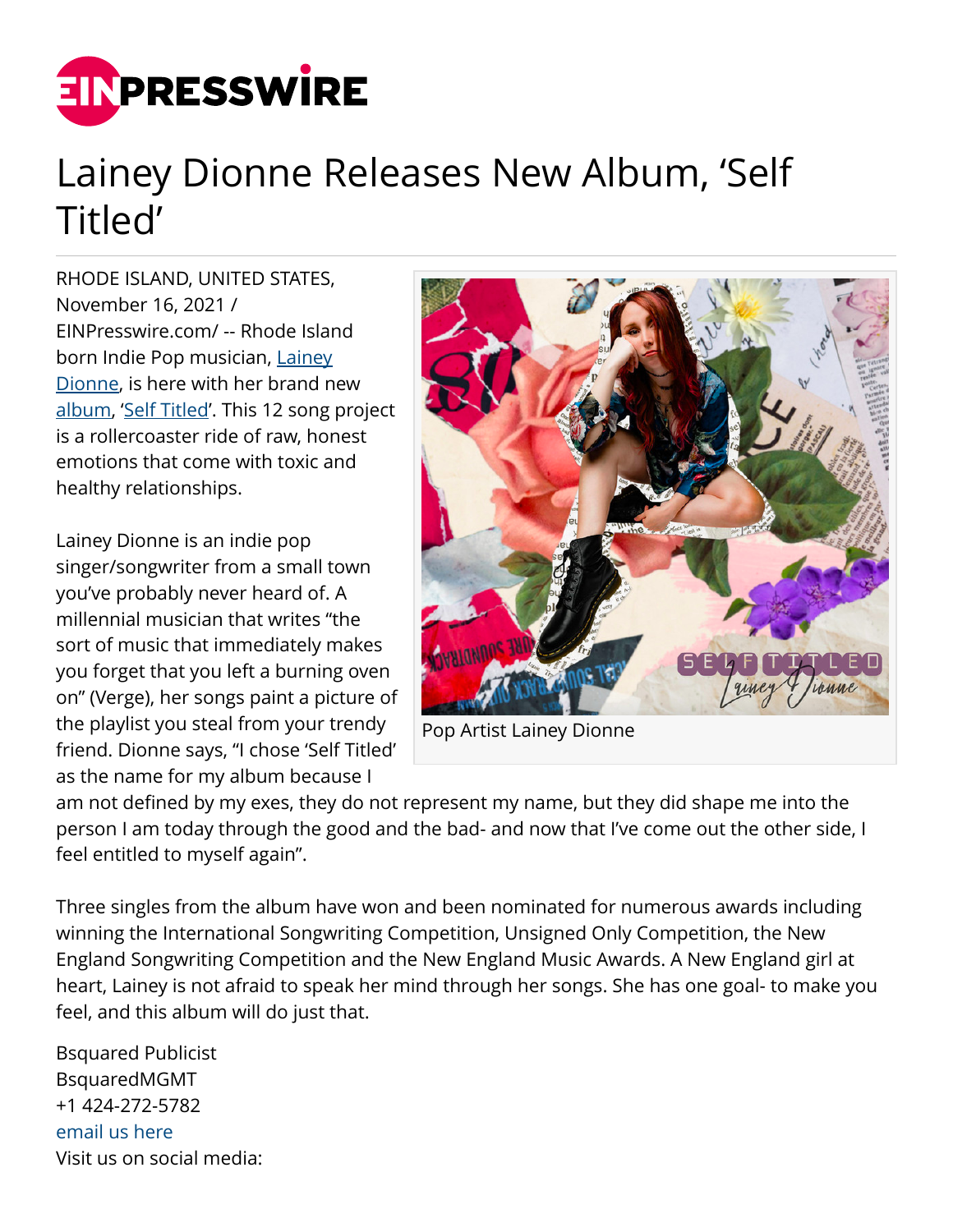# Lainey Dionne Releases New Album, 'Self Titled'

RHODE ISLAND, UNITED STATES, November 16, 2021 / EINPresswire.com/ -- Rhode Island born Indie Pop musician, Lainey Dionne, is here with her brand new album, 'Self Titled'. This 12 song project is a rollercoaster ride of raw, honest emotions that come with toxic and healthy relationships.

Pop Artist Lainey Dionne

Lainey Dionne is an indie pop singer/songwriter from a small town you've probably never heard of. A millennial musician that writes "the sort of music that immediately makes you forget that you left a burning oven on" (Verge), her songs paint a picture of the playlist you steal from your trendy friend. Dionne says, "I chose 'Self Titled' as the name for my album because I am not defined by my exes, they do not represent my name, but they did shape me into the person I am today through the good and the bad- and now that I've come out the other side, I feel entitled to myself again".

Three singles from the album have won and been nominated for numerous awards including winning the International Songwriting Competition, Unsigned Only Competition, the New England Songwriting Competition and the New England Music Awards. A New England girl at heart, Lainey is not afraid to speak her mind through her songs. She has one goal- to make you feel, and this album will do just that.

Bsquared Publicist
BsquaredMGMT
+1 424-272-5782
email us here
Visit us on social media: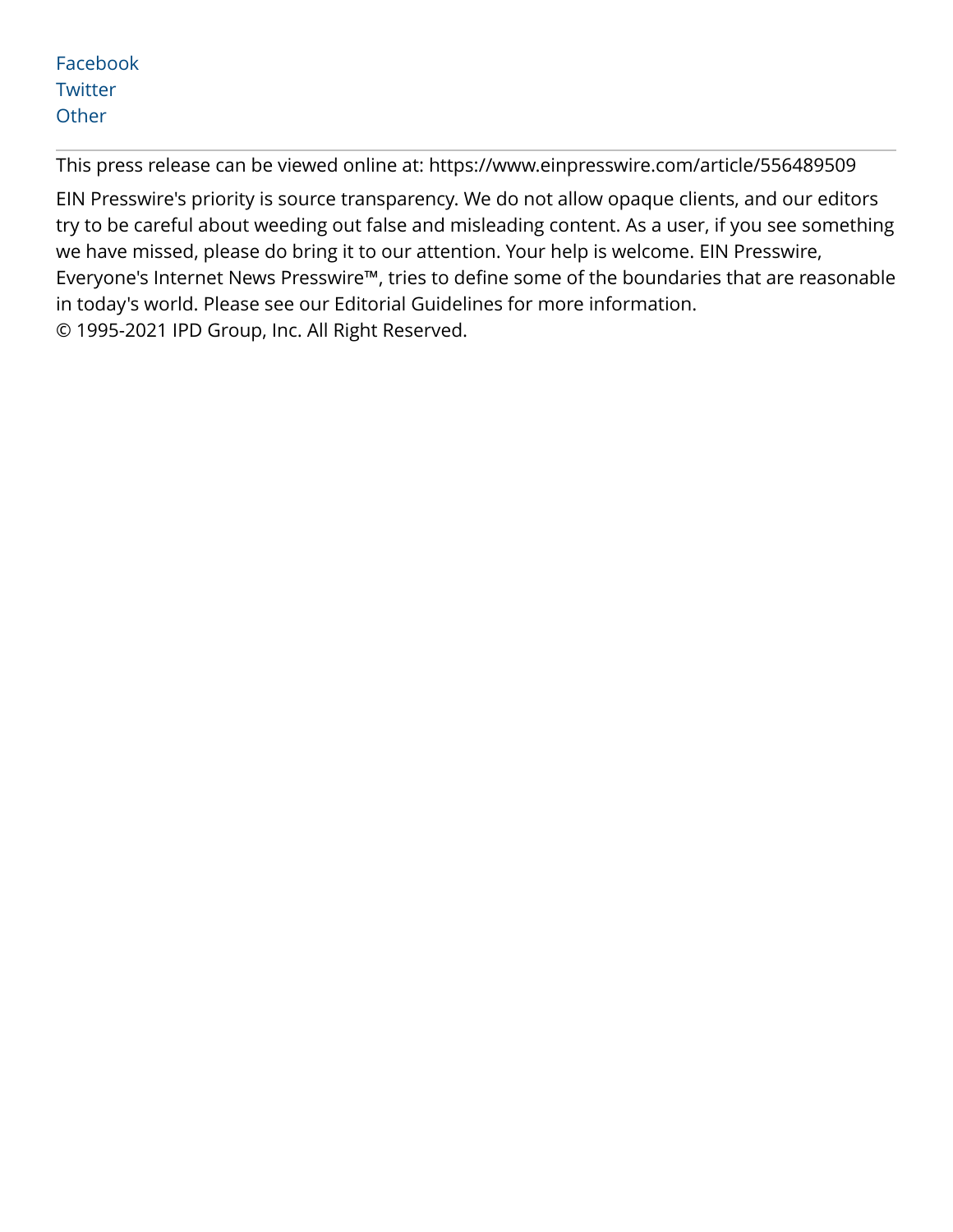Facebook
Twitter
Other

---

This press release can be viewed online at: https://www.einpresswire.com/article/556489509

EIN Presswire's priority is source transparency. We do not allow opaque clients, and our editors try to be careful about weeding out false and misleading content. As a user, if you see something we have missed, please do bring it to our attention. Your help is welcome. EIN Presswire, Everyone's Internet News Presswire™, tries to define some of the boundaries that are reasonable in today's world. Please see our Editorial Guidelines for more information.
© 1995-2021 IPD Group, Inc. All Right Reserved.